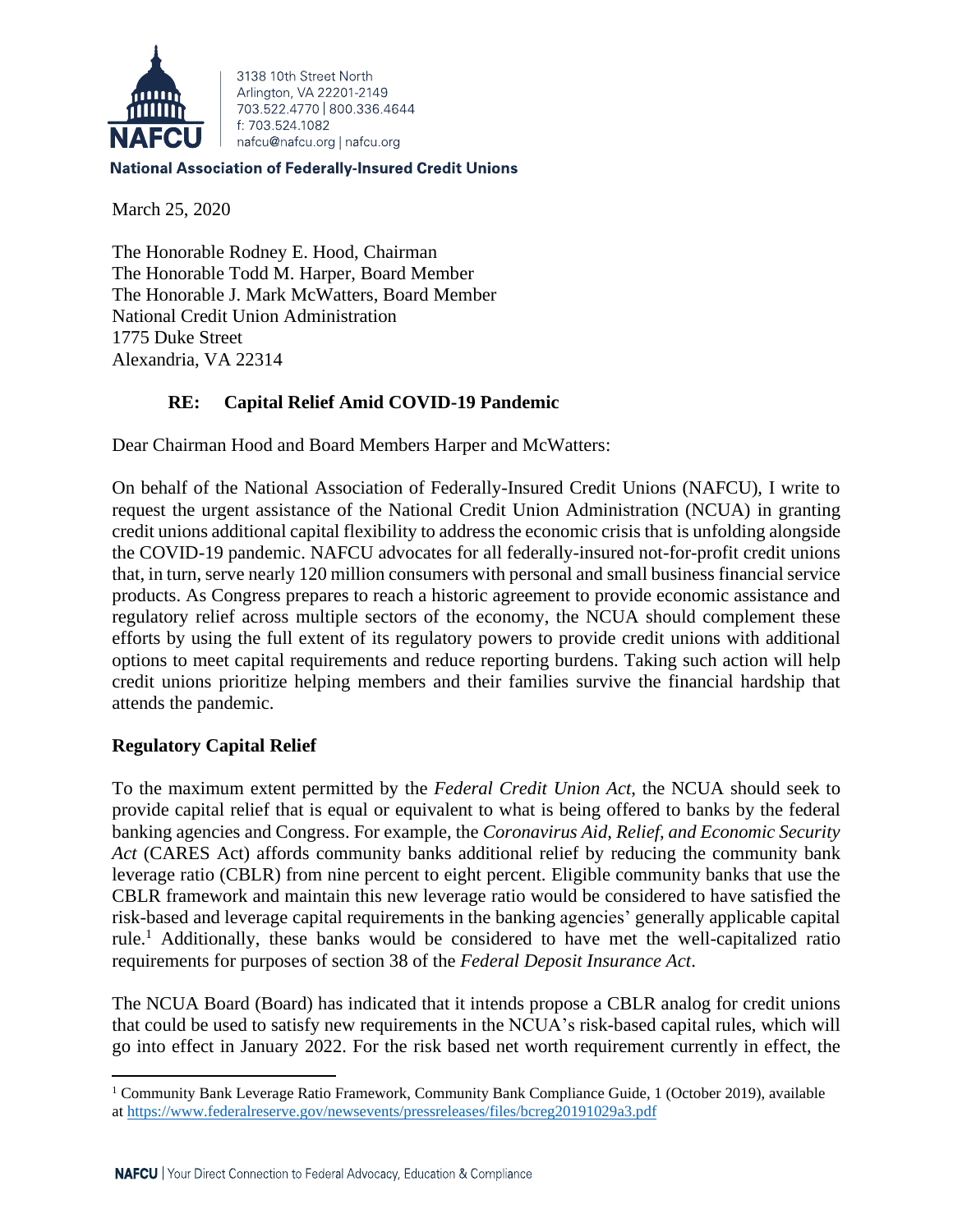3138 10th Street North
Arlington, VA 22201-2149
703.522.4770 | 800.336.4644
f: 703.524.1082
nafcu@nafcu.org | nafcu.org

**National Association of Federally-Insured Credit Unions**

March 25, 2020

The Honorable Rodney E. Hood, Chairman
The Honorable Todd M. Harper, Board Member
The Honorable J. Mark McWatters, Board Member
National Credit Union Administration
1775 Duke Street
Alexandria, VA 22314

**RE: Capital Relief Amid COVID-19 Pandemic**

Dear Chairman Hood and Board Members Harper and McWatters:

On behalf of the National Association of Federally-Insured Credit Unions (NAFCU), I write to request the urgent assistance of the National Credit Union Administration (NCUA) in granting credit unions additional capital flexibility to address the economic crisis that is unfolding alongside the COVID-19 pandemic. NAFCU advocates for all federally-insured not-for-profit credit unions that, in turn, serve nearly 120 million consumers with personal and small business financial service products. As Congress prepares to reach a historic agreement to provide economic assistance and regulatory relief across multiple sectors of the economy, the NCUA should complement these efforts by using the full extent of its regulatory powers to provide credit unions with additional options to meet capital requirements and reduce reporting burdens. Taking such action will help credit unions prioritize helping members and their families survive the financial hardship that attends the pandemic.

**Regulatory Capital Relief**

To the maximum extent permitted by the *Federal Credit Union Act*, the NCUA should seek to provide capital relief that is equal or equivalent to what is being offered to banks by the federal banking agencies and Congress. For example, the *Coronavirus Aid, Relief, and Economic Security Act* (CARES Act) affords community banks additional relief by reducing the community bank leverage ratio (CBLR) from nine percent to eight percent. Eligible community banks that use the CBLR framework and maintain this new leverage ratio would be considered to have satisfied the risk-based and leverage capital requirements in the banking agencies' generally applicable capital rule.[1] Additionally, these banks would be considered to have met the well-capitalized ratio requirements for purposes of section 38 of the *Federal Deposit Insurance Act*.

The NCUA Board (Board) has indicated that it intends propose a CBLR analog for credit unions that could be used to satisfy new requirements in the NCUA's risk-based capital rules, which will go into effect in January 2022. For the risk based net worth requirement currently in effect, the

[1] Community Bank Leverage Ratio Framework, Community Bank Compliance Guide, 1 (October 2019), available at https://www.federalreserve.gov/newsevents/pressreleases/files/bcreg20191029a3.pdf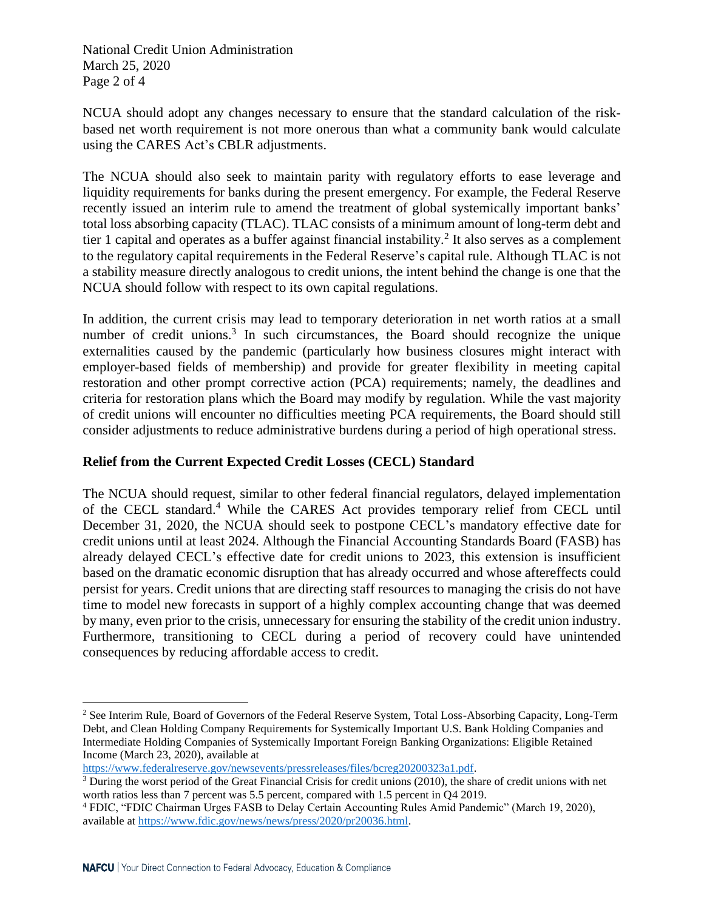NCUA should adopt any changes necessary to ensure that the standard calculation of the risk-based net worth requirement is not more onerous than what a community bank would calculate using the CARES Act's CBLR adjustments.

The NCUA should also seek to maintain parity with regulatory efforts to ease leverage and liquidity requirements for banks during the present emergency. For example, the Federal Reserve recently issued an interim rule to amend the treatment of global systemically important banks' total loss absorbing capacity (TLAC). TLAC consists of a minimum amount of long-term debt and tier 1 capital and operates as a buffer against financial instability.[2] It also serves as a complement to the regulatory capital requirements in the Federal Reserve's capital rule. Although TLAC is not a stability measure directly analogous to credit unions, the intent behind the change is one that the NCUA should follow with respect to its own capital regulations.

In addition, the current crisis may lead to temporary deterioration in net worth ratios at a small number of credit unions.[3] In such circumstances, the Board should recognize the unique externalities caused by the pandemic (particularly how business closures might interact with employer-based fields of membership) and provide for greater flexibility in meeting capital restoration and other prompt corrective action (PCA) requirements; namely, the deadlines and criteria for restoration plans which the Board may modify by regulation. While the vast majority of credit unions will encounter no difficulties meeting PCA requirements, the Board should still consider adjustments to reduce administrative burdens during a period of high operational stress.

## Relief from the Current Expected Credit Losses (CECL) Standard

The NCUA should request, similar to other federal financial regulators, delayed implementation of the CECL standard.[4] While the CARES Act provides temporary relief from CECL until December 31, 2020, the NCUA should seek to postpone CECL's mandatory effective date for credit unions until at least 2024. Although the Financial Accounting Standards Board (FASB) has already delayed CECL's effective date for credit unions to 2023, this extension is insufficient based on the dramatic economic disruption that has already occurred and whose aftereffects could persist for years. Credit unions that are directing staff resources to managing the crisis do not have time to model new forecasts in support of a highly complex accounting change that was deemed by many, even prior to the crisis, unnecessary for ensuring the stability of the credit union industry. Furthermore, transitioning to CECL during a period of recovery could have unintended consequences by reducing affordable access to credit.

---

[2] See Interim Rule, Board of Governors of the Federal Reserve System, Total Loss-Absorbing Capacity, Long-Term Debt, and Clean Holding Company Requirements for Systemically Important U.S. Bank Holding Companies and Intermediate Holding Companies of Systemically Important Foreign Banking Organizations: Eligible Retained Income (March 23, 2020), available at https://www.federalreserve.gov/newsevents/pressreleases/files/bcreg20200323a1.pdf.

[3] During the worst period of the Great Financial Crisis for credit unions (2010), the share of credit unions with net worth ratios less than 7 percent was 5.5 percent, compared with 1.5 percent in Q4 2019.

[4] FDIC, "FDIC Chairman Urges FASB to Delay Certain Accounting Rules Amid Pandemic" (March 19, 2020), available at https://www.fdic.gov/news/news/press/2020/pr20036.html.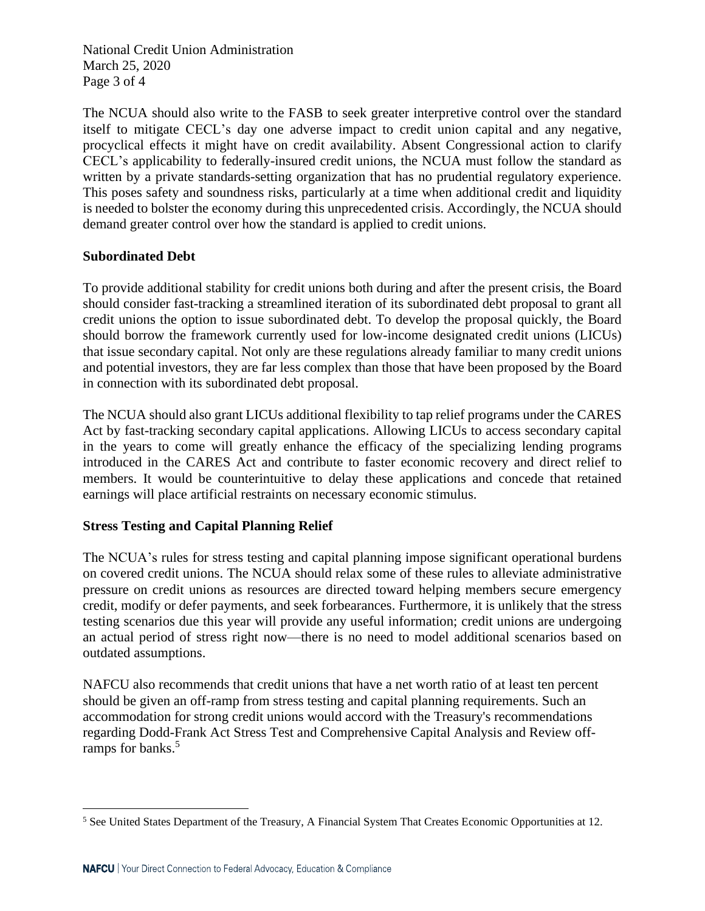The NCUA should also write to the FASB to seek greater interpretive control over the standard itself to mitigate CECL's day one adverse impact to credit union capital and any negative, procyclical effects it might have on credit availability. Absent Congressional action to clarify CECL's applicability to federally-insured credit unions, the NCUA must follow the standard as written by a private standards-setting organization that has no prudential regulatory experience. This poses safety and soundness risks, particularly at a time when additional credit and liquidity is needed to bolster the economy during this unprecedented crisis. Accordingly, the NCUA should demand greater control over how the standard is applied to credit unions.

## Subordinated Debt

To provide additional stability for credit unions both during and after the present crisis, the Board should consider fast-tracking a streamlined iteration of its subordinated debt proposal to grant all credit unions the option to issue subordinated debt. To develop the proposal quickly, the Board should borrow the framework currently used for low-income designated credit unions (LICUs) that issue secondary capital. Not only are these regulations already familiar to many credit unions and potential investors, they are far less complex than those that have been proposed by the Board in connection with its subordinated debt proposal.

The NCUA should also grant LICUs additional flexibility to tap relief programs under the CARES Act by fast-tracking secondary capital applications. Allowing LICUs to access secondary capital in the years to come will greatly enhance the efficacy of the specializing lending programs introduced in the CARES Act and contribute to faster economic recovery and direct relief to members. It would be counterintuitive to delay these applications and concede that retained earnings will place artificial restraints on necessary economic stimulus.

## Stress Testing and Capital Planning Relief

The NCUA's rules for stress testing and capital planning impose significant operational burdens on covered credit unions. The NCUA should relax some of these rules to alleviate administrative pressure on credit unions as resources are directed toward helping members secure emergency credit, modify or defer payments, and seek forbearances. Furthermore, it is unlikely that the stress testing scenarios due this year will provide any useful information; credit unions are undergoing an actual period of stress right now—there is no need to model additional scenarios based on outdated assumptions.

NAFCU also recommends that credit unions that have a net worth ratio of at least ten percent should be given an off-ramp from stress testing and capital planning requirements. Such an accommodation for strong credit unions would accord with the Treasury's recommendations regarding Dodd-Frank Act Stress Test and Comprehensive Capital Analysis and Review off-ramps for banks.[5]

---

[5] See United States Department of the Treasury, A Financial System That Creates Economic Opportunities at 12.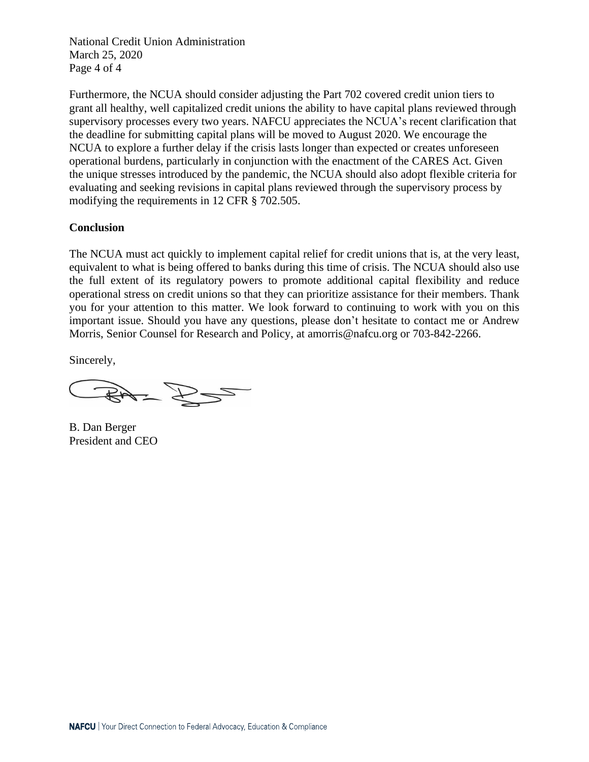Furthermore, the NCUA should consider adjusting the Part 702 covered credit union tiers to grant all healthy, well capitalized credit unions the ability to have capital plans reviewed through supervisory processes every two years. NAFCU appreciates the NCUA's recent clarification that the deadline for submitting capital plans will be moved to August 2020. We encourage the NCUA to explore a further delay if the crisis lasts longer than expected or creates unforeseen operational burdens, particularly in conjunction with the enactment of the CARES Act. Given the unique stresses introduced by the pandemic, the NCUA should also adopt flexible criteria for evaluating and seeking revisions in capital plans reviewed through the supervisory process by modifying the requirements in 12 CFR § 702.505.

**Conclusion**

The NCUA must act quickly to implement capital relief for credit unions that is, at the very least, equivalent to what is being offered to banks during this time of crisis. The NCUA should also use the full extent of its regulatory powers to promote additional capital flexibility and reduce operational stress on credit unions so that they can prioritize assistance for their members. Thank you for your attention to this matter. We look forward to continuing to work with you on this important issue. Should you have any questions, please don't hesitate to contact me or Andrew Morris, Senior Counsel for Research and Policy, at amorris@nafcu.org or 703-842-2266.

Sincerely,

B. Dan Berger
President and CEO